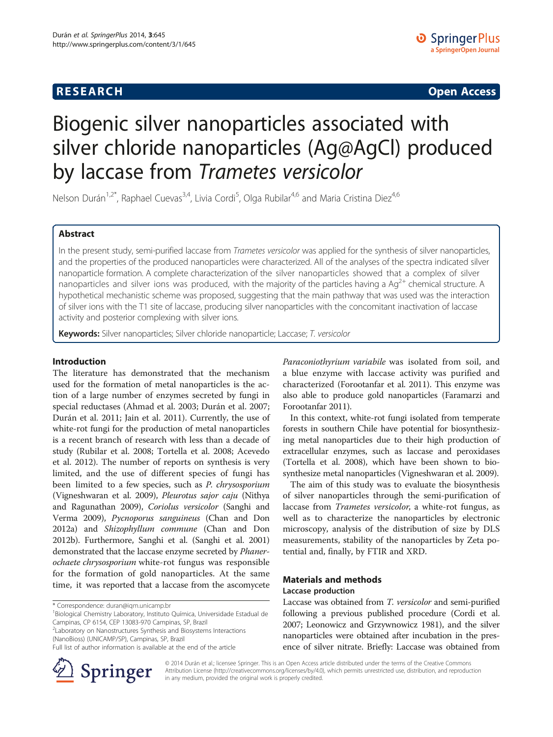# Biogenic silver nanoparticles associated with silver chloride nanoparticles (Ag@AgCl) produced by laccase from *Trametes versicolor*

Nelson Durán[1,2*], Raphael Cuevas[3,4], Livia Cordi[5], Olga Rubilar[4,6] and Maria Cristina Diez[4,6]

## Abstract

In the present study, semi-purified laccase from *Trametes versicolor* was applied for the synthesis of silver nanoparticles, and the properties of the produced nanoparticles were characterized. All of the analyses of the spectra indicated silver nanoparticle formation. A complete characterization of the silver nanoparticles showed that a complex of silver nanoparticles and silver ions was produced, with the majority of the particles having a $Ag^{2+}$ chemical structure. A hypothetical mechanistic scheme was proposed, suggesting that the main pathway that was used was the interaction of silver ions with the T1 site of laccase, producing silver nanoparticles with the concomitant inactivation of laccase activity and posterior complexing with silver ions.

**Keywords:** Silver nanoparticles; Silver chloride nanoparticle; Laccase; *T. versicolor*

## Introduction

The literature has demonstrated that the mechanism used for the formation of metal nanoparticles is the action of a large number of enzymes secreted by fungi in special reductases (Ahmad et al. 2003; Durán et al. 2007; Durán et al. 2011; Jain et al. 2011). Currently, the use of white-rot fungi for the production of metal nanoparticles is a recent branch of research with less than a decade of study (Rubilar et al. 2008; Tortella et al. 2008; Acevedo et al. 2012). The number of reports on synthesis is very limited, and the use of different species of fungi has been limited to a few species, such as *P. chrysosporium* (Vigneshwaran et al. 2009), *Pleurotus sajor caju* (Nithya and Ragunathan 2009), *Coriolus versicolor* (Sanghi and Verma 2009), *Pycnoporus sanguineus* (Chan and Don 2012a) and *Shizophyllum commune* (Chan and Don 2012b). Furthermore, Sanghi et al. (Sanghi et al. 2001) demonstrated that the laccase enzyme secreted by *Phanerochaete chrysosporium* white-rot fungus was responsible for the formation of gold nanoparticles. At the same time, it was reported that a laccase from the ascomycete *Paraconiothyrium variabile* was isolated from soil, and a blue enzyme with laccase activity was purified and characterized (Forootanfar et al. 2011). This enzyme was also able to produce gold nanoparticles (Faramarzi and Forootanfar 2011).

In this context, white-rot fungi isolated from temperate forests in southern Chile have potential for biosynthesizing metal nanoparticles due to their high production of extracellular enzymes, such as laccase and peroxidases (Tortella et al. 2008), which have been shown to biosynthesize metal nanoparticles (Vigneshwaran et al. 2009).

The aim of this study was to evaluate the biosynthesis of silver nanoparticles through the semi-purification of laccase from *Trametes versicolor*, a white-rot fungus, as well as to characterize the nanoparticles by electronic microscopy, analysis of the distribution of size by DLS measurements, stability of the nanoparticles by Zeta potential and, finally, by FTIR and XRD.

## Materials and methods

### Laccase production

Laccase was obtained from *T. versicolor* and semi-purified following a previous published procedure (Cordi et al. 2007; Leonowicz and Grzywnowicz 1981), and the silver nanoparticles were obtained after incubation in the presence of silver nitrate. Briefly: Laccase was obtained from

\* Correspondence: duran@iqm.unicamp.br
[1]Biological Chemistry Laboratory, Instituto Química, Universidade Estadual de Campinas, CP 6154, CEP 13083-970 Campinas, SP, Brazil
[2]Laboratory on Nanostructures Synthesis and Biosystems Interactions (NanoBioss) (UNICAMP/SP), Campinas, SP, Brazil
Full list of author information is available at the end of the article

© 2014 Durán et al.; licensee Springer. This is an Open Access article distributed under the terms of the Creative Commons Attribution License (http://creativecommons.org/licenses/by/4.0), which permits unrestricted use, distribution, and reproduction in any medium, provided the original work is properly credited.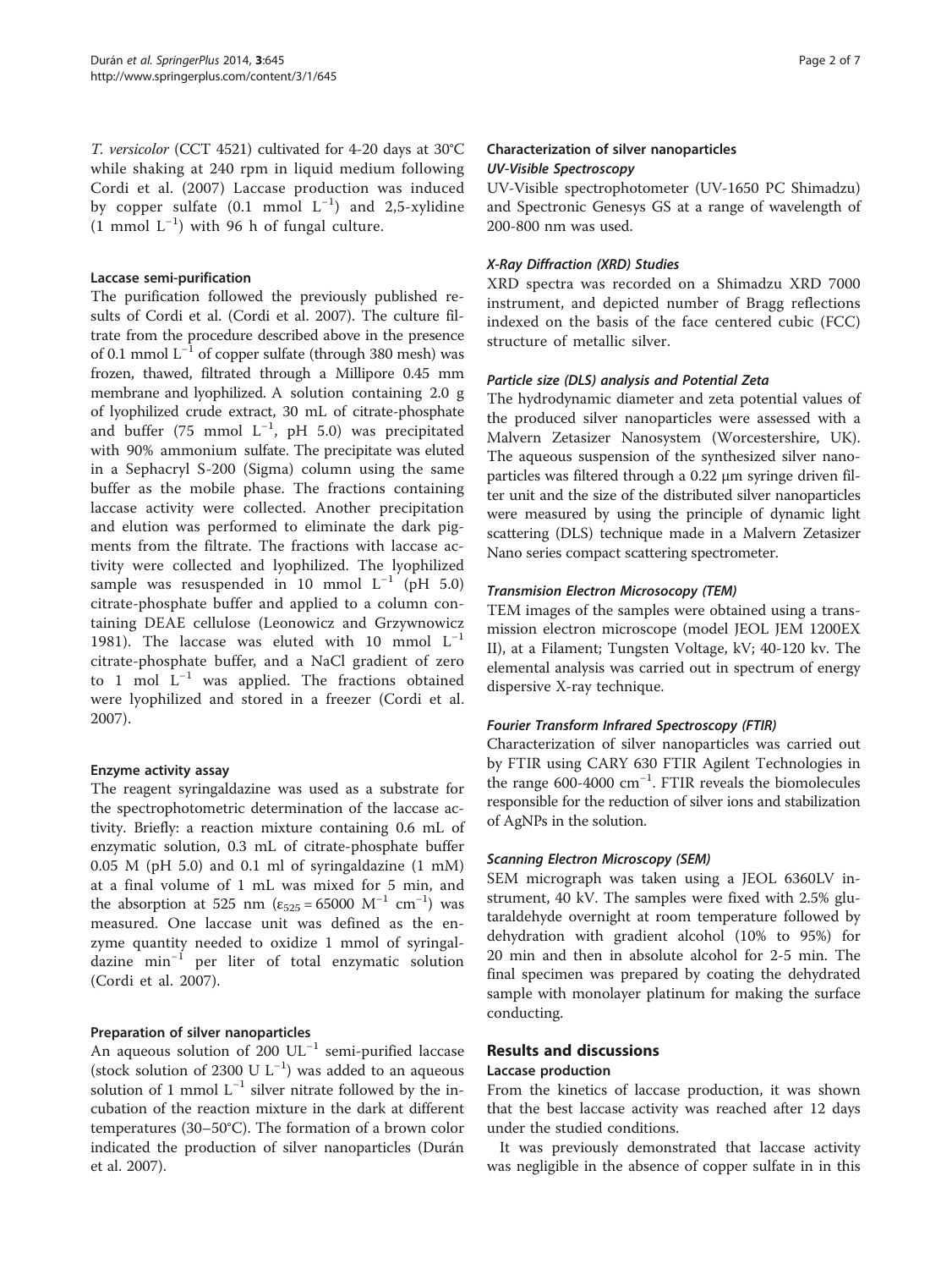*T. versicolor* (CCT 4521) cultivated for 4-20 days at 30°C while shaking at 240 rpm in liquid medium following Cordi et al. (2007) Laccase production was induced by copper sulfate (0.1 mmol $L^{-1}$) and 2,5-xylidine (1 mmol $L^{-1}$) with 96 h of fungal culture.

### Laccase semi-purification

The purification followed the previously published results of Cordi et al. (Cordi et al. 2007). The culture filtrate from the procedure described above in the presence of 0.1 mmol $L^{-1}$ of copper sulfate (through 380 mesh) was frozen, thawed, filtrated through a Millipore 0.45 mm membrane and lyophilized. A solution containing 2.0 g of lyophilized crude extract, 30 mL of citrate-phosphate and buffer (75 mmol $L^{-1}$, pH 5.0) was precipitated with 90% ammonium sulfate. The precipitate was eluted in a Sephacryl S-200 (Sigma) column using the same buffer as the mobile phase. The fractions containing laccase activity were collected. Another precipitation and elution was performed to eliminate the dark pigments from the filtrate. The fractions with laccase activity were collected and lyophilized. The lyophilized sample was resuspended in 10 mmol $L^{-1}$ (pH 5.0) citrate-phosphate buffer and applied to a column containing DEAE cellulose (Leonowicz and Grzywnowicz 1981). The laccase was eluted with 10 mmol $L^{-1}$ citrate-phosphate buffer, and a NaCl gradient of zero to 1 mol $L^{-1}$ was applied. The fractions obtained were lyophilized and stored in a freezer (Cordi et al. 2007).

### Enzyme activity assay

The reagent syringaldazine was used as a substrate for the spectrophotometric determination of the laccase activity. Briefly: a reaction mixture containing 0.6 mL of enzymatic solution, 0.3 mL of citrate-phosphate buffer 0.05 M (pH 5.0) and 0.1 ml of syringaldazine (1 mM) at a final volume of 1 mL was mixed for 5 min, and the absorption at 525 nm ($\varepsilon_{525} = 65000$ $M^{-1}$ $cm^{-1}$) was measured. One laccase unit was defined as the enzyme quantity needed to oxidize 1 mmol of syringaldazine $min^{-1}$ per liter of total enzymatic solution (Cordi et al. 2007).

### Preparation of silver nanoparticles

An aqueous solution of 200 $UL^{-1}$ semi-purified laccase (stock solution of 2300 U $L^{-1}$) was added to an aqueous solution of 1 mmol $L^{-1}$ silver nitrate followed by the incubation of the reaction mixture in the dark at different temperatures (30–50°C). The formation of a brown color indicated the production of silver nanoparticles (Durán et al. 2007).

### Characterization of silver nanoparticles

#### *UV-Visible Spectroscopy*

UV-Visible spectrophotometer (UV-1650 PC Shimadzu) and Spectronic Genesys GS at a range of wavelength of 200-800 nm was used.

#### *X-Ray Diffraction (XRD) Studies*

XRD spectra was recorded on a Shimadzu XRD 7000 instrument, and depicted number of Bragg reflections indexed on the basis of the face centered cubic (FCC) structure of metallic silver.

#### *Particle size (DLS) analysis and Potential Zeta*

The hydrodynamic diameter and zeta potential values of the produced silver nanoparticles were assessed with a Malvern Zetasizer Nanosystem (Worcestershire, UK). The aqueous suspension of the synthesized silver nanoparticles was filtered through a 0.22 μm syringe driven filter unit and the size of the distributed silver nanoparticles were measured by using the principle of dynamic light scattering (DLS) technique made in a Malvern Zetasizer Nano series compact scattering spectrometer.

#### *Transmision Electron Microsocopy (TEM)*

TEM images of the samples were obtained using a transmission electron microscope (model JEOL JEM 1200EX II), at a Filament; Tungsten Voltage, kV; 40-120 kv. The elemental analysis was carried out in spectrum of energy dispersive X-ray technique.

#### *Fourier Transform Infrared Spectroscopy (FTIR)*

Characterization of silver nanoparticles was carried out by FTIR using CARY 630 FTIR Agilent Technologies in the range 600-4000 $cm^{-1}$. FTIR reveals the biomolecules responsible for the reduction of silver ions and stabilization of AgNPs in the solution.

#### *Scanning Electron Microscopy (SEM)*

SEM micrograph was taken using a JEOL 6360LV instrument, 40 kV. The samples were fixed with 2.5% glutaraldehyde overnight at room temperature followed by dehydration with gradient alcohol (10% to 95%) for 20 min and then in absolute alcohol for 2-5 min. The final specimen was prepared by coating the dehydrated sample with monolayer platinum for making the surface conducting.

## Results and discussions

### Laccase production

From the kinetics of laccase production, it was shown that the best laccase activity was reached after 12 days under the studied conditions.

It was previously demonstrated that laccase activity was negligible in the absence of copper sulfate in in this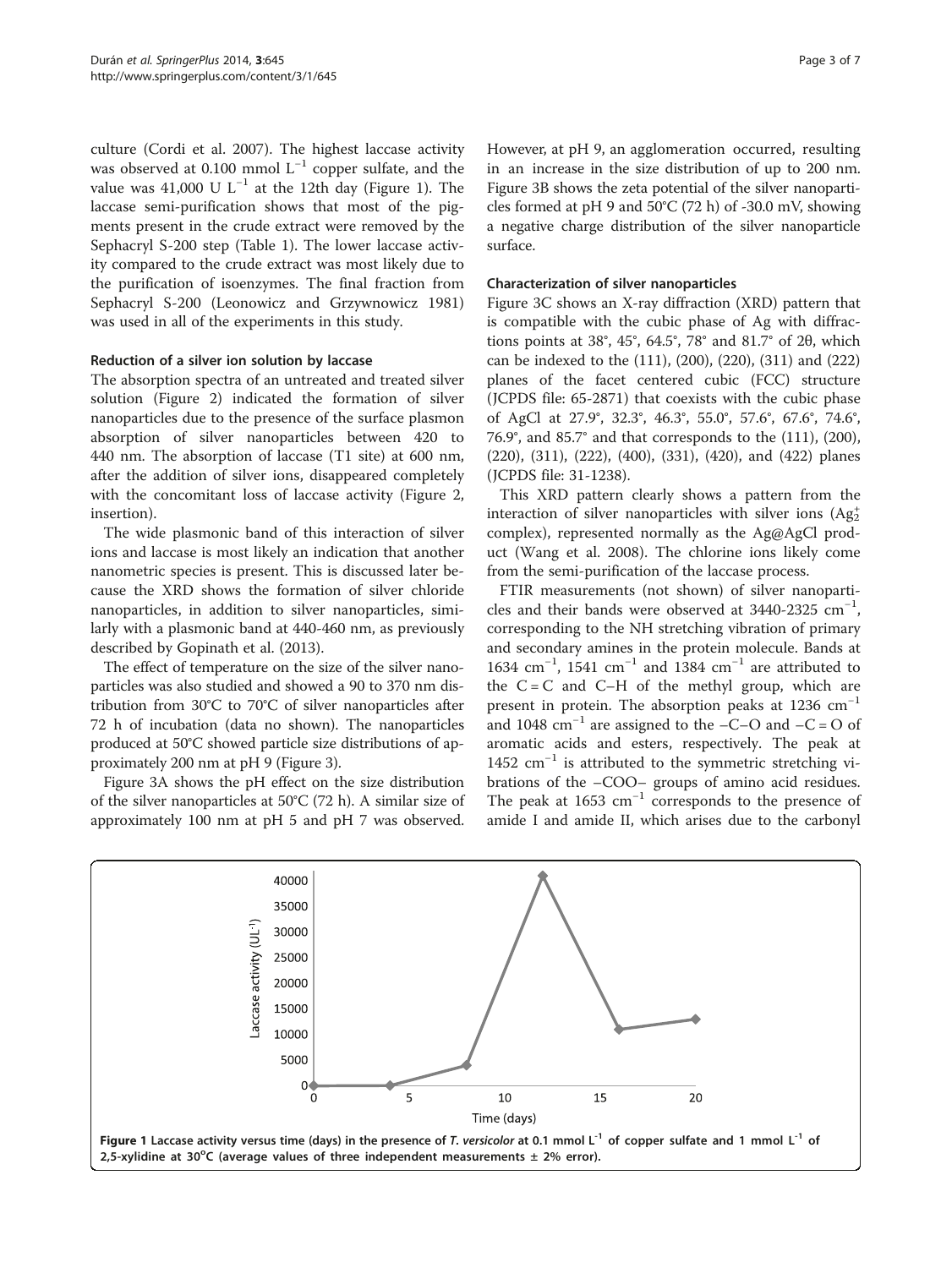culture (Cordi et al. 2007). The highest laccase activity was observed at 0.100 mmol $L^{-1}$ copper sulfate, and the value was 41,000 U $L^{-1}$ at the 12th day (Figure 1). The laccase semi-purification shows that most of the pigments present in the crude extract were removed by the Sephacryl S-200 step (Table 1). The lower laccase activity compared to the crude extract was most likely due to the purification of isoenzymes. The final fraction from Sephacryl S-200 (Leonowicz and Grzywnowicz 1981) was used in all of the experiments in this study.

#### Reduction of a silver ion solution by laccase

The absorption spectra of an untreated and treated silver solution (Figure 2) indicated the formation of silver nanoparticles due to the presence of the surface plasmon absorption of silver nanoparticles between 420 to 440 nm. The absorption of laccase (T1 site) at 600 nm, after the addition of silver ions, disappeared completely with the concomitant loss of laccase activity (Figure 2, insertion).

The wide plasmonic band of this interaction of silver ions and laccase is most likely an indication that another nanometric species is present. This is discussed later because the XRD shows the formation of silver chloride nanoparticles, in addition to silver nanoparticles, similarly with a plasmonic band at 440-460 nm, as previously described by Gopinath et al. (2013).

The effect of temperature on the size of the silver nanoparticles was also studied and showed a 90 to 370 nm distribution from 30°C to 70°C of silver nanoparticles after 72 h of incubation (data no shown). The nanoparticles produced at 50°C showed particle size distributions of approximately 200 nm at pH 9 (Figure 3).

Figure 3A shows the pH effect on the size distribution of the silver nanoparticles at 50°C (72 h). A similar size of approximately 100 nm at pH 5 and pH 7 was observed. However, at pH 9, an agglomeration occurred, resulting in an increase in the size distribution of up to 200 nm. Figure 3B shows the zeta potential of the silver nanoparticles formed at pH 9 and 50°C (72 h) of -30.0 mV, showing a negative charge distribution of the silver nanoparticle surface.

#### Characterization of silver nanoparticles

Figure 3C shows an X-ray diffraction (XRD) pattern that is compatible with the cubic phase of Ag with diffractions points at 38°, 45°, 64.5°, 78° and 81.7° of 2θ, which can be indexed to the (111), (200), (220), (311) and (222) planes of the facet centered cubic (FCC) structure (JCPDS file: 65-2871) that coexists with the cubic phase of AgCl at 27.9°, 32.3°, 46.3°, 55.0°, 57.6°, 67.6°, 74.6°, 76.9°, and 85.7° and that corresponds to the (111), (200), (220), (311), (222), (400), (331), (420), and (422) planes (JCPDS file: 31-1238).

This XRD pattern clearly shows a pattern from the interaction of silver nanoparticles with silver ions ($Ag_2^+$ complex), represented normally as the Ag@AgCl product (Wang et al. 2008). The chlorine ions likely come from the semi-purification of the laccase process.

FTIR measurements (not shown) of silver nanoparticles and their bands were observed at 3440-2325 $cm^{-1}$, corresponding to the NH stretching vibration of primary and secondary amines in the protein molecule. Bands at 1634 $cm^{-1}$, 1541 $cm^{-1}$ and 1384 $cm^{-1}$ are attributed to the C = C and C–H of the methyl group, which are present in protein. The absorption peaks at 1236 $cm^{-1}$ and 1048 $cm^{-1}$ are assigned to the –C–O and –C = O of aromatic acids and esters, respectively. The peak at 1452 $cm^{-1}$ is attributed to the symmetric stretching vibrations of the –COO– groups of amino acid residues. The peak at 1653 $cm^{-1}$ corresponds to the presence of amide I and amide II, which arises due to the carbonyl

**Figure 1 Laccase activity versus time (days) in the presence of *T. versicolor* at 0.1 mmol $L^{-1}$ of copper sulfate and 1 mmol $L^{-1}$ of 2,5-xylidine at 30°C (average values of three independent measurements ± 2% error).**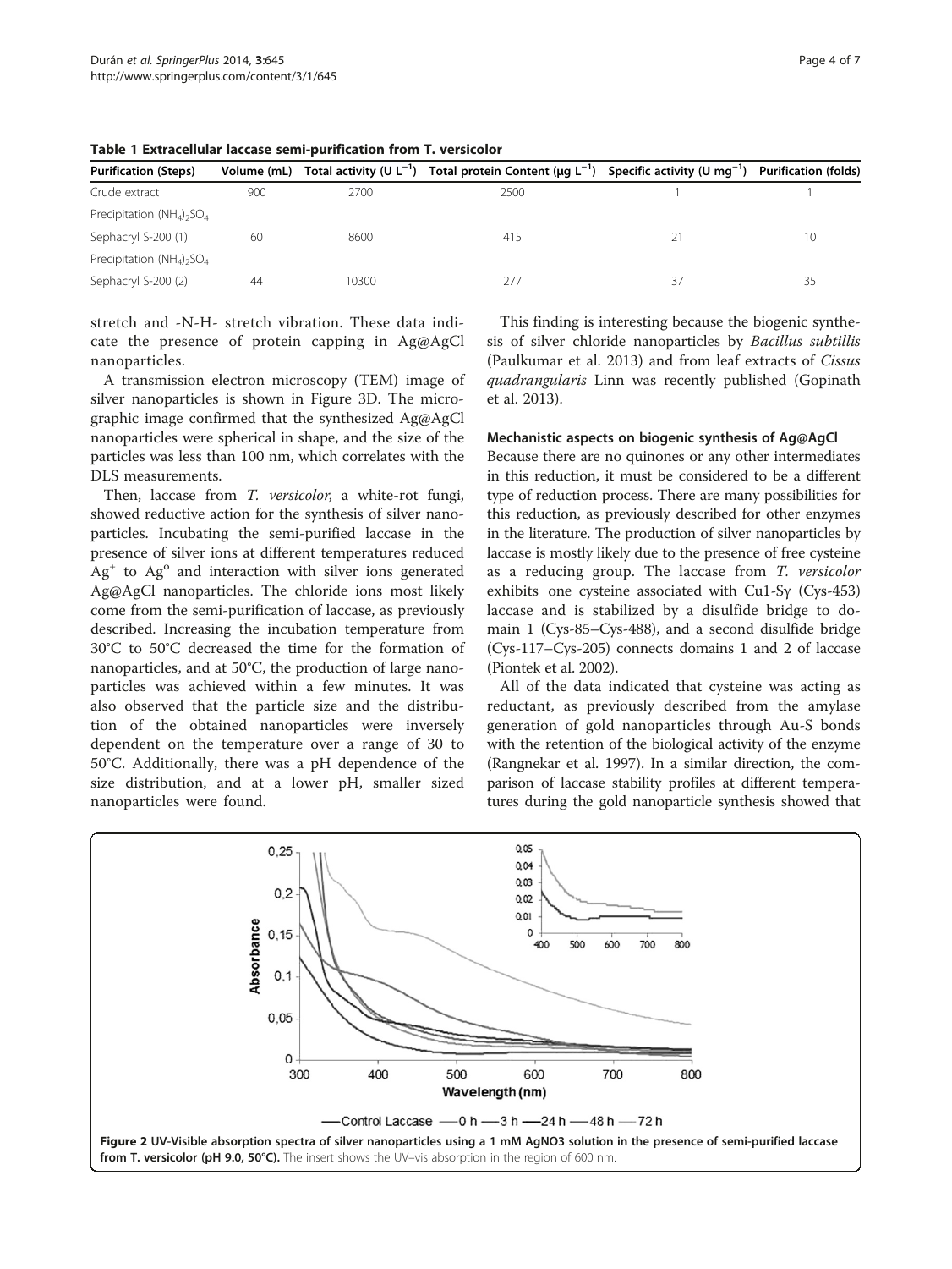**Table 1 Extracellular laccase semi-purification from T. versicolor**

| Purification (Steps) | Volume (mL) | Total activity (U $L^{-1}$) | Total protein Content (μg $L^{-1}$) | Specific activity (U $mg^{-1}$) | Purification (folds) |
|---|---|---|---|---|---|
| Crude extract | 900 | 2700 | 2500 | 1 | 1 |
| Precipitation $(NH_4)_2SO_4$ | | | | | |
| Sephacryl S-200 (1) | 60 | 8600 | 415 | 21 | 10 |
| Precipitation $(NH_4)_2SO_4$ | | | | | |
| Sephacryl S-200 (2) | 44 | 10300 | 277 | 37 | 35 |

stretch and -N-H- stretch vibration. These data indicate the presence of protein capping in Ag@AgCl nanoparticles.

A transmission electron microscopy (TEM) image of silver nanoparticles is shown in Figure 3D. The micrographic image confirmed that the synthesized Ag@AgCl nanoparticles were spherical in shape, and the size of the particles was less than 100 nm, which correlates with the DLS measurements.

Then, laccase from *T. versicolor*, a white-rot fungi, showed reductive action for the synthesis of silver nanoparticles. Incubating the semi-purified laccase in the presence of silver ions at different temperatures reduced $Ag^+$ to $Ag^o$ and interaction with silver ions generated Ag@AgCl nanoparticles. The chloride ions most likely come from the semi-purification of laccase, as previously described. Increasing the incubation temperature from 30°C to 50°C decreased the time for the formation of nanoparticles, and at 50°C, the production of large nanoparticles was achieved within a few minutes. It was also observed that the particle size and the distribution of the obtained nanoparticles were inversely dependent on the temperature over a range of 30 to 50°C. Additionally, there was a pH dependence of the size distribution, and at a lower pH, smaller sized nanoparticles were found.

This finding is interesting because the biogenic synthesis of silver chloride nanoparticles by *Bacillus subtillis* (Paulkumar et al. 2013) and from leaf extracts of *Cissus quadrangularis* Linn was recently published (Gopinath et al. 2013).

#### Mechanistic aspects on biogenic synthesis of Ag@AgCl

Because there are no quinones or any other intermediates in this reduction, it must be considered to be a different type of reduction process. There are many possibilities for this reduction, as previously described for other enzymes in the literature. The production of silver nanoparticles by laccase is mostly likely due to the presence of free cysteine as a reducing group. The laccase from *T. versicolor* exhibits one cysteine associated with Cu1-Sγ (Cys-453) laccase and is stabilized by a disulfide bridge to domain 1 (Cys-85–Cys-488), and a second disulfide bridge (Cys-117–Cys-205) connects domains 1 and 2 of laccase (Piontek et al. 2002).

All of the data indicated that cysteine was acting as reductant, as previously described from the amylase generation of gold nanoparticles through Au-S bonds with the retention of the biological activity of the enzyme (Rangnekar et al. 1997). In a similar direction, the comparison of laccase stability profiles at different temperatures during the gold nanoparticle synthesis showed that

**Figure 2 UV-Visible absorption spectra of silver nanoparticles using a 1 mM AgNO3 solution in the presence of semi-purified laccase from T. versicolor (pH 9.0, 50°C).** The insert shows the UV–vis absorption in the region of 600 nm.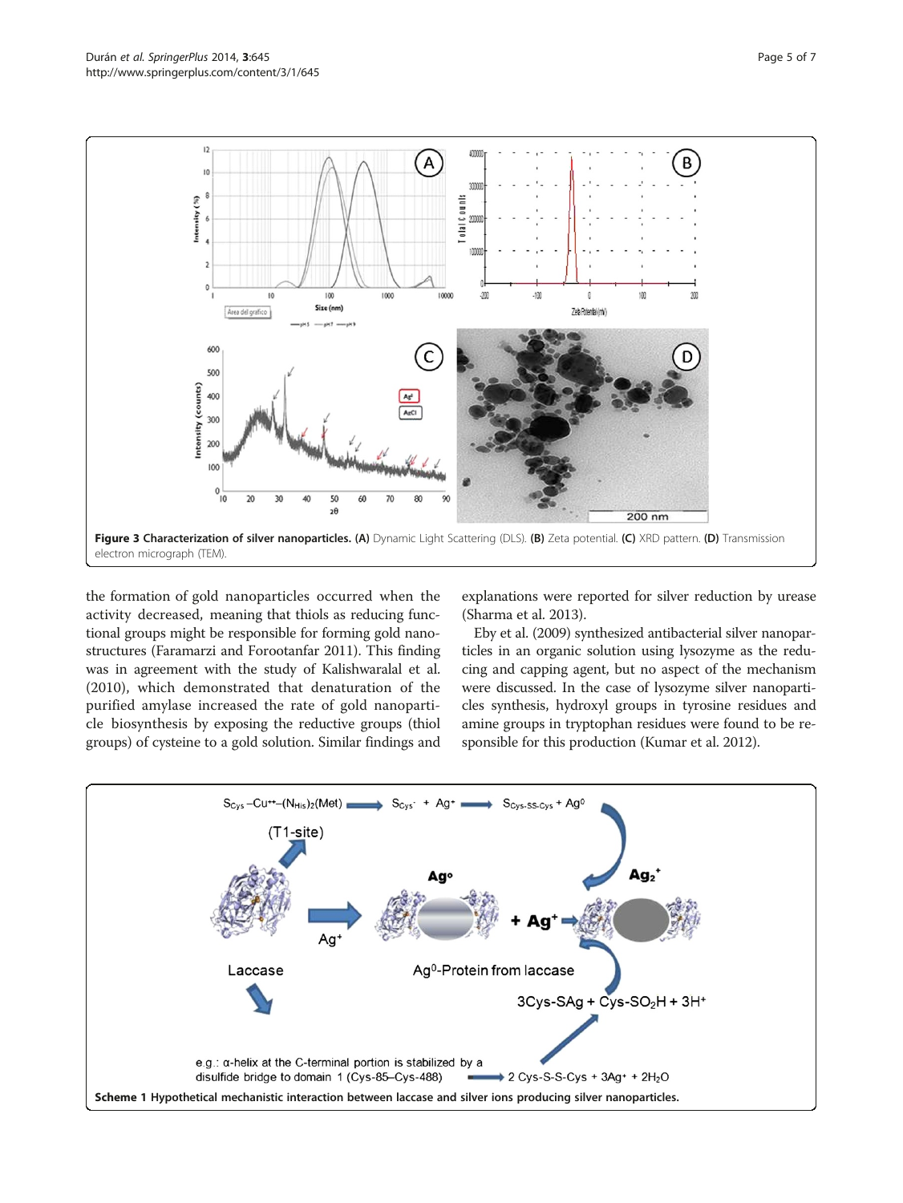**Figure 3 Characterization of silver nanoparticles.** **(A)** Dynamic Light Scattering (DLS). **(B)** Zeta potential. **(C)** XRD pattern. **(D)** Transmission electron micrograph (TEM).

the formation of gold nanoparticles occurred when the activity decreased, meaning that thiols as reducing functional groups might be responsible for forming gold nanostructures (Faramarzi and Forootanfar 2011). This finding was in agreement with the study of Kalishwaralal et al. (2010), which demonstrated that denaturation of the purified amylase increased the rate of gold nanoparticle biosynthesis by exposing the reductive groups (thiol groups) of cysteine to a gold solution. Similar findings and explanations were reported for silver reduction by urease (Sharma et al. 2013).

Eby et al. (2009) synthesized antibacterial silver nanoparticles in an organic solution using lysozyme as the reducing and capping agent, but no aspect of the mechanism were discussed. In the case of lysozyme silver nanoparticles synthesis, hydroxyl groups in tyrosine residues and amine groups in tryptophan residues were found to be responsible for this production (Kumar et al. 2012).

**Scheme 1 Hypothetical mechanistic interaction between laccase and silver ions producing silver nanoparticles.**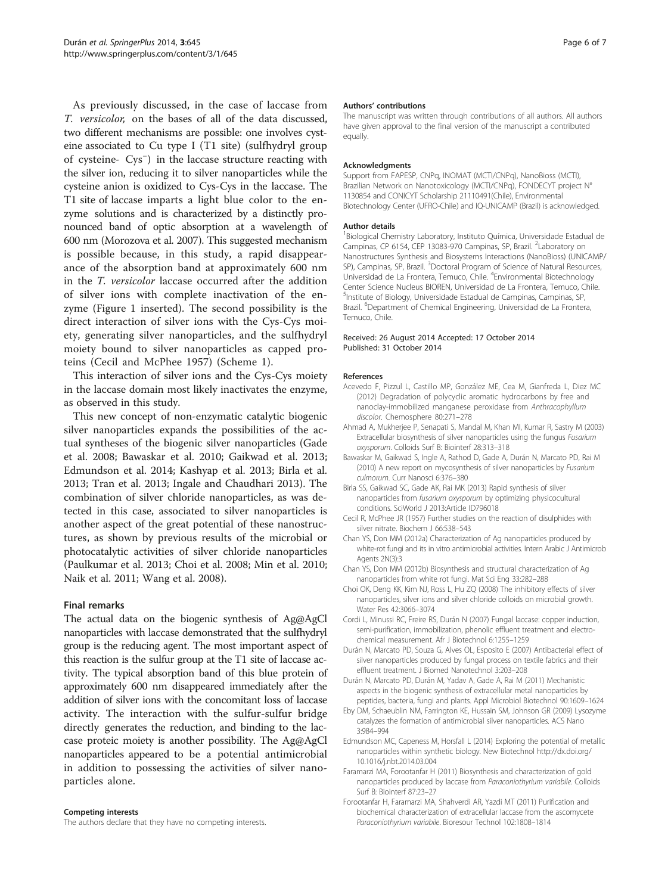As previously discussed, in the case of laccase from *T. versicolor,* on the bases of all of the data discussed, two different mechanisms are possible: one involves cysteine associated to Cu type I (T1 site) (sulfhydryl group of cysteine- $Cys^{-}$) in the laccase structure reacting with the silver ion, reducing it to silver nanoparticles while the cysteine anion is oxidized to Cys-Cys in the laccase. The T1 site of laccase imparts a light blue color to the enzyme solutions and is characterized by a distinctly pronounced band of optic absorption at a wavelength of 600 nm (Morozova et al. 2007). This suggested mechanism is possible because, in this study, a rapid disappearance of the absorption band at approximately 600 nm in the *T. versicolor* laccase occurred after the addition of silver ions with complete inactivation of the enzyme (Figure 1 inserted). The second possibility is the direct interaction of silver ions with the Cys-Cys moiety, generating silver nanoparticles, and the sulfhydryl moiety bound to silver nanoparticles as capped proteins (Cecil and McPhee 1957) (Scheme 1).

This interaction of silver ions and the Cys-Cys moiety in the laccase domain most likely inactivates the enzyme, as observed in this study.

This new concept of non-enzymatic catalytic biogenic silver nanoparticles expands the possibilities of the actual syntheses of the biogenic silver nanoparticles (Gade et al. 2008; Bawaskar et al. 2010; Gaikwad et al. 2013; Edmundson et al. 2014; Kashyap et al. 2013; Birla et al. 2013; Tran et al. 2013; Ingale and Chaudhari 2013). The combination of silver chloride nanoparticles, as was detected in this case, associated to silver nanoparticles is another aspect of the great potential of these nanostructures, as shown by previous results of the microbial or photocatalytic activities of silver chloride nanoparticles (Paulkumar et al. 2013; Choi et al. 2008; Min et al. 2010; Naik et al. 2011; Wang et al. 2008).

## Final remarks

The actual data on the biogenic synthesis of Ag@AgCl nanoparticles with laccase demonstrated that the sulfhydryl group is the reducing agent. The most important aspect of this reaction is the sulfur group at the T1 site of laccase activity. The typical absorption band of this blue protein of approximately 600 nm disappeared immediately after the addition of silver ions with the concomitant loss of laccase activity. The interaction with the sulfur-sulfur bridge directly generates the reduction, and binding to the laccase proteic moiety is another possibility. The Ag@AgCl nanoparticles appeared to be a potential antimicrobial in addition to possessing the activities of silver nanoparticles alone.

#### Competing interests

The authors declare that they have no competing interests.

#### Authors' contributions

The manuscript was written through contributions of all authors. All authors have given approval to the final version of the manuscript a contributed equally.

#### Acknowledgments

Support from FAPESP, CNPq, INOMAT (MCTI/CNPq), NanoBioss (MCTI), Brazilian Network on Nanotoxicology (MCTI/CNPq), FONDECYT project N° 1130854 and CONICYT Scholarship 21110491(Chile), Environmental Biotechnology Center (UFRO-Chile) and IQ-UNICAMP (Brazil) is acknowledged.

#### Author details

[1]Biological Chemistry Laboratory, Instituto Química, Universidade Estadual de Campinas, CP 6154, CEP 13083-970 Campinas, SP, Brazil. [2]Laboratory on Nanostructures Synthesis and Biosystems Interactions (NanoBioss) (UNICAMP/SP), Campinas, SP, Brazil. [3]Doctoral Program of Science of Natural Resources, Universidad de La Frontera, Temuco, Chile. [4]Environmental Biotechnology Center Science Nucleus BIOREN, Universidad de La Frontera, Temuco, Chile. [5]Institute of Biology, Universidade Estadual de Campinas, Campinas, SP, Brazil. [6]Department of Chemical Engineering, Universidad de La Frontera, Temuco, Chile.

Received: 26 August 2014 Accepted: 17 October 2014
Published: 31 October 2014

#### References

- Acevedo F, Pizzul L, Castillo MP, González ME, Cea M, Gianfreda L, Diez MC (2012) Degradation of polycyclic aromatic hydrocarbons by free and nanoclay-immobilized manganese peroxidase from *Anthracophyllum discolor*. Chemosphere 80:271–278
- Ahmad A, Mukherjee P, Senapati S, Mandal M, Khan MI, Kumar R, Sastry M (2003) Extracellular biosynthesis of silver nanoparticles using the fungus *Fusarium oxysporum*. Colloids Surf B: Biointerf 28:313–318
- Bawaskar M, Gaikwad S, Ingle A, Rathod D, Gade A, Durán N, Marcato PD, Rai M (2010) A new report on mycosynthesis of silver nanoparticles by *Fusarium culmorum*. Curr Nanosci 6:376–380
- Birla SS, Gaikwad SC, Gade AK, Rai MK (2013) Rapid synthesis of silver nanoparticles from *fusarium oxysporum* by optimizing physicocultural conditions. SciWorld J 2013:Article ID796018
- Cecil R, McPhee JR (1957) Further studies on the reaction of disulphides with silver nitrate. Biochem J 66:538–543
- Chan YS, Don MM (2012a) Characterization of Ag nanoparticles produced by white-rot fungi and its in vitro antimicrobial activities. Intern Arabic J Antimicrob Agents 2N(3):3
- Chan YS, Don MM (2012b) Biosynthesis and structural characterization of Ag nanoparticles from white rot fungi. Mat Sci Eng 33:282–288
- Choi OK, Deng KK, Kim NJ, Ross L, Hu ZQ (2008) The inhibitory effects of silver nanoparticles, silver ions and silver chloride colloids on microbial growth. Water Res 42:3066–3074
- Cordi L, Minussi RC, Freire RS, Durán N (2007) Fungal laccase: copper induction, semi-purification, immobilization, phenolic effluent treatment and electrochemical measurement. Afr J Biotechnol 6:1255–1259
- Durán N, Marcato PD, Souza G, Alves OL, Esposito E (2007) Antibacterial effect of silver nanoparticles produced by fungal process on textile fabrics and their effluent treatment. J Biomed Nanotechnol 3:203–208
- Durán N, Marcato PD, Durán M, Yadav A, Gade A, Rai M (2011) Mechanistic aspects in the biogenic synthesis of extracellular metal nanoparticles by peptides, bacteria, fungi and plants. Appl Microbiol Biotechnol 90:1609–1624
- Eby DM, Schaeublin NM, Farrington KE, Hussain SM, Johnson GR (2009) Lysozyme catalyzes the formation of antimicrobial silver nanoparticles. ACS Nano 3:984–994
- Edmundson MC, Capeness M, Horsfall L (2014) Exploring the potential of metallic nanoparticles within synthetic biology. New Biotechnol http://dx.doi.org/10.1016/j.nbt.2014.03.004
- Faramarzi MA, Forootanfar H (2011) Biosynthesis and characterization of gold nanoparticles produced by laccase from *Paraconiothyrium variabile*. Colloids Surf B: Biointerf 87:23–27
- Forootanfar H, Faramarzi MA, Shahverdi AR, Yazdi MT (2011) Purification and biochemical characterization of extracellular laccase from the ascomycete *Paraconiothyrium variabile*. Bioresour Technol 102:1808–1814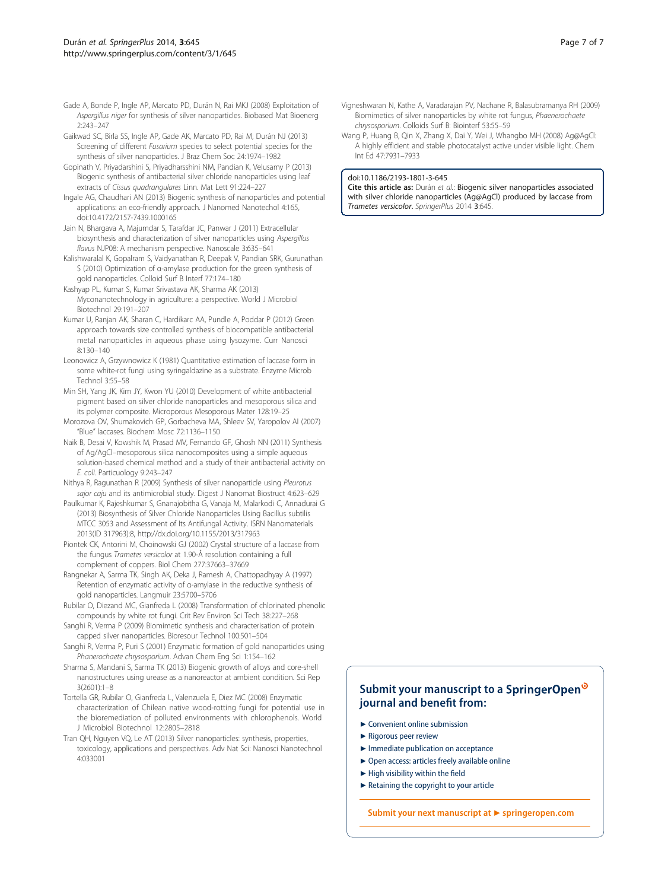Gade A, Bonde P, Ingle AP, Marcato PD, Durán N, Rai MKJ (2008) Exploitation of *Aspergillus niger* for synthesis of silver nanoparticles. Biobased Mat Bioenerg 2:243–247

Gaikwad SC, Birla SS, Ingle AP, Gade AK, Marcato PD, Rai M, Durán NJ (2013) Screening of different *Fusarium* species to select potential species for the synthesis of silver nanoparticles. J Braz Chem Soc 24:1974–1982

Gopinath V, Priyadarshini S, Priyadharsshini NM, Pandian K, Velusamy P (2013) Biogenic synthesis of antibacterial silver chloride nanoparticles using leaf extracts of *Cissus quadrangulares* Linn. Mat Lett 91:224–227

Ingale AG, Chaudhari AN (2013) Biogenic synthesis of nanoparticles and potential applications: an eco-friendly approach. J Nanomed Nanotechol 4:165, doi:10.4172/2157-7439.1000165

Jain N, Bhargava A, Majumdar S, Tarafdar JC, Panwar J (2011) Extracellular biosynthesis and characterization of silver nanoparticles using *Aspergillus flavus* NJP08: A mechanism perspective. Nanoscale 3:635–641

Kalishwaralal K, Gopalram S, Vaidyanathan R, Deepak V, Pandian SRK, Gurunathan S (2010) Optimization of α-amylase production for the green synthesis of gold nanoparticles. Colloid Surf B Interf 77:174–180

Kashyap PL, Kumar S, Kumar Srivastava AK, Sharma AK (2013) Myconanotechnology in agriculture: a perspective. World J Microbiol Biotechnol 29:191–207

Kumar U, Ranjan AK, Sharan C, Hardikarc AA, Pundle A, Poddar P (2012) Green approach towards size controlled synthesis of biocompatible antibacterial metal nanoparticles in aqueous phase using lysozyme. Curr Nanosci 8:130–140

Leonowicz A, Grzywnowicz K (1981) Quantitative estimation of laccase form in some white-rot fungi using syringaldazine as a substrate. Enzyme Microb Technol 3:55–58

Min SH, Yang JK, Kim JY, Kwon YU (2010) Development of white antibacterial pigment based on silver chloride nanoparticles and mesoporous silica and its polymer composite. Microporous Mesoporous Mater 128:19–25

Morozova OV, Shumakovich GP, Gorbacheva MA, Shleev SV, Yaropolov AI (2007) "Blue" laccases. Biochem Mosc 72:1136–1150

Naik B, Desai V, Kowshik M, Prasad MV, Fernando GF, Ghosh NN (2011) Synthesis of Ag/AgCl–mesoporous silica nanocomposites using a simple aqueous solution-based chemical method and a study of their antibacterial activity on *E. coli*. Particuology 9:243–247

Nithya R, Ragunathan R (2009) Synthesis of silver nanoparticle using *Pleurotus sajor caju* and its antimicrobial study. Digest J Nanomat Biostruct 4:623–629

Paulkumar K, Rajeshkumar S, Gnanajobitha G, Vanaja M, Malarkodi C, Annadurai G (2013) Biosynthesis of Silver Chloride Nanoparticles Using Bacillus subtilis MTCC 3053 and Assessment of Its Antifungal Activity. ISRN Nanomaterials 2013(ID 317963):8, http://dx.doi.org/10.1155/2013/317963

Piontek CK, Antorini M, Choinowski GJ (2002) Crystal structure of a laccase from the fungus *Trametes versicolor* at 1.90-Å resolution containing a full complement of coppers. Biol Chem 277:37663–37669

Rangnekar A, Sarma TK, Singh AK, Deka J, Ramesh A, Chattopadhyay A (1997) Retention of enzymatic activity of α-amylase in the reductive synthesis of gold nanoparticles. Langmuir 23:5700–5706

Rubilar O, Diezand MC, Gianfreda L (2008) Transformation of chlorinated phenolic compounds by white rot fungi. Crit Rev Environ Sci Tech 38:227–268

Sanghi R, Verma P (2009) Biomimetic synthesis and characterisation of protein capped silver nanoparticles. Bioresour Technol 100:501–504

Sanghi R, Verma P, Puri S (2001) Enzymatic formation of gold nanoparticles using *Phanerochaete chrysosporium*. Advan Chem Eng Sci 1:154–162

Sharma S, Mandani S, Sarma TK (2013) Biogenic growth of alloys and core-shell nanostructures using urease as a nanoreactor at ambient condition. Sci Rep 3(2601):1–8

Tortella GR, Rubilar O, Gianfreda L, Valenzuela E, Diez MC (2008) Enzymatic characterization of Chilean native wood-rotting fungi for potential use in the bioremediation of polluted environments with chlorophenols. World J Microbiol Biotechnol 12:2805–2818

Tran QH, Nguyen VQ, Le AT (2013) Silver nanoparticles: synthesis, properties, toxicology, applications and perspectives. Adv Nat Sci: Nanosci Nanotechnol 4:033001

Vigneshwaran N, Kathe A, Varadarajan PV, Nachane R, Balasubramanya RH (2009) Biomimetics of silver nanoparticles by white rot fungus, *Phaenerochaete chrysosporium*. Colloids Surf B: Biointerf 53:55–59

Wang P, Huang B, Qin X, Zhang X, Dai Y, Wei J, Whangbo MH (2008) Ag@AgCl: A highly efficient and stable photocatalyst active under visible light. Chem Int Ed 47:7931–7933

doi:10.1186/2193-1801-3-645

**Cite this article as:** Durán *et al.*: Biogenic silver nanoparticles associated with silver chloride nanoparticles (Ag@AgCl) produced by laccase from *Trametes versicolor*. *SpringerPlus* 2014 **3**:645.

**Submit your manuscript to a SpringerOpen journal and benefit from:**

- ► Convenient online submission
- ► Rigorous peer review
- ► Immediate publication on acceptance
- ► Open access: articles freely available online
- ► High visibility within the field
- ► Retaining the copyright to your article

**Submit your next manuscript at ► springeropen.com**